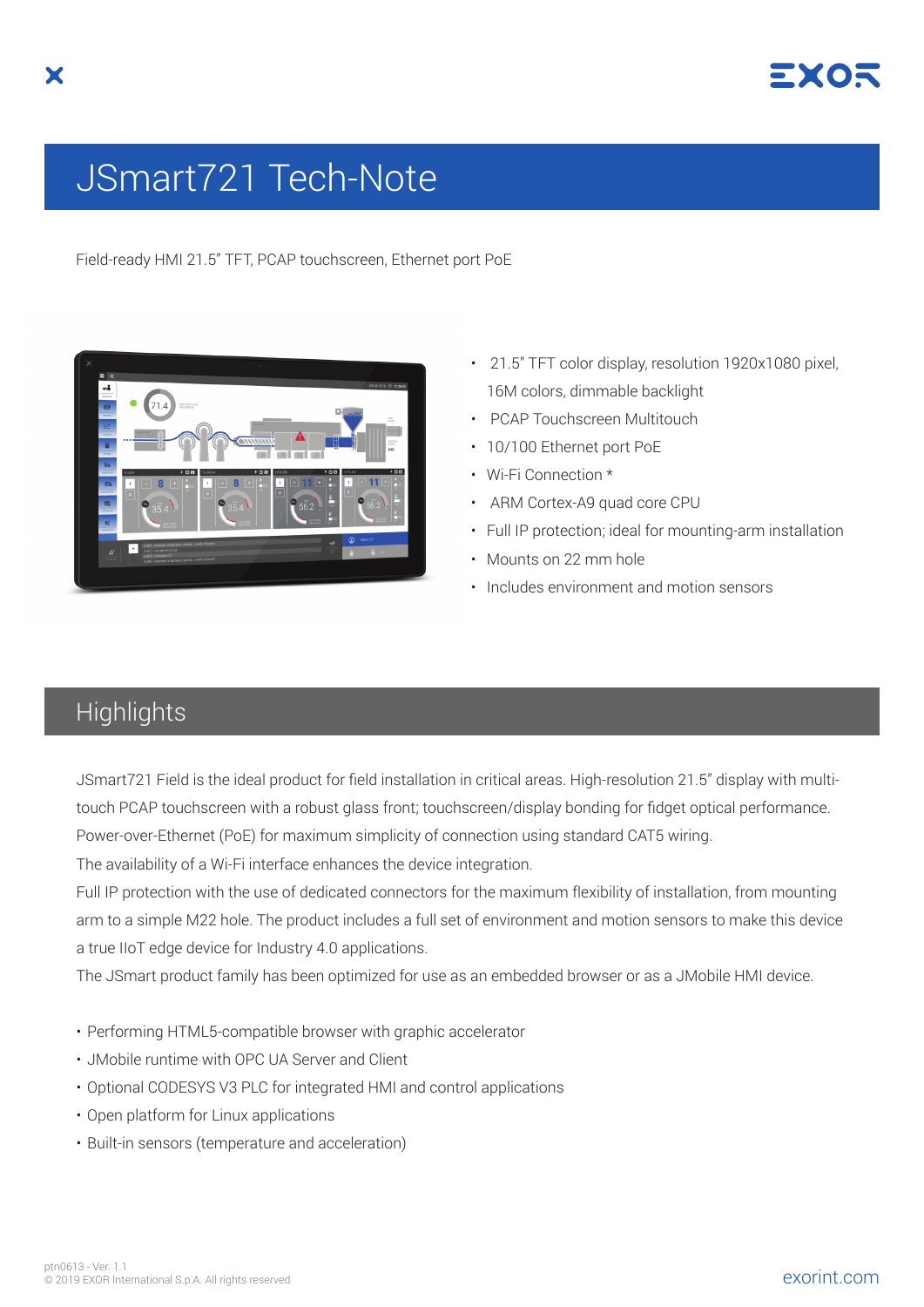# JSmart721 Tech-Note

Field-ready HMI 21.5" TFT, PCAP touchscreen, Ethernet port PoE

- 21.5" TFT color display, resolution 1920x1080 pixel, 16M colors, dimmable backlight
- PCAP Touchscreen Multitouch
- 10/100 Ethernet port PoE
- Wi-Fi Connection *
- ARM Cortex-A9 quad core CPU
- Full IP protection; ideal for mounting-arm installation
- Mounts on 22 mm hole
- Includes environment and motion sensors

## Highlights

JSmart721 Field is the ideal product for field installation in critical areas. High-resolution 21.5" display with multi-touch PCAP touchscreen with a robust glass front; touchscreen/display bonding for fidget optical performance.
Power-over-Ethernet (PoE) for maximum simplicity of connection using standard CAT5 wiring.
The availability of a Wi-Fi interface enhances the device integration.
Full IP protection with the use of dedicated connectors for the maximum flexibility of installation, from mounting arm to a simple M22 hole. The product includes a full set of environment and motion sensors to make this device a true IIoT edge device for Industry 4.0 applications.
The JSmart product family has been optimized for use as an embedded browser or as a JMobile HMI device.

- Performing HTML5-compatible browser with graphic accelerator
- JMobile runtime with OPC UA Server and Client
- Optional CODESYS V3 PLC for integrated HMI and control applications
- Open platform for Linux applications
- Built-in sensors (temperature and acceleration)

ptn0613 - Ver. 1.1
© 2019 EXOR International S.p.A. All rights reserved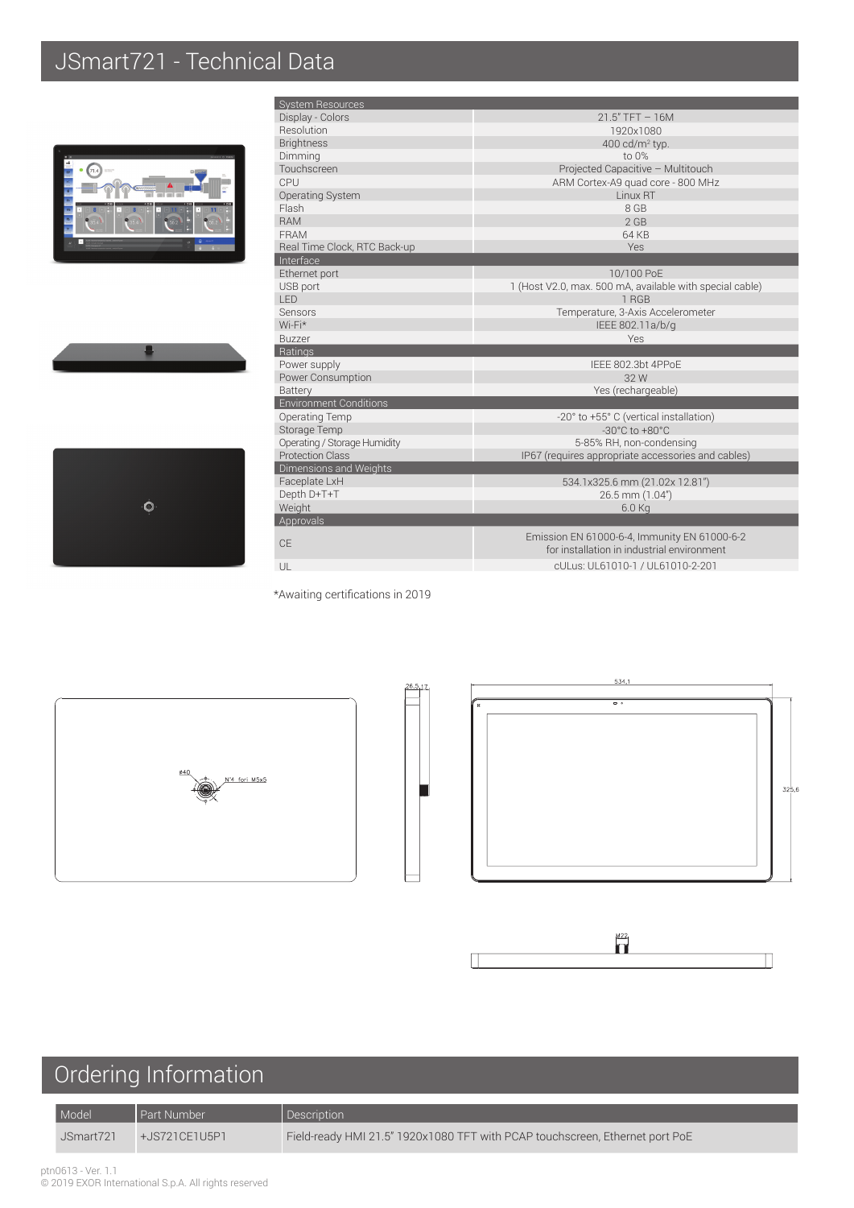# JSmart721 - Technical Data

| | |
|---|---|
| **System Resources** | |
| Display - Colors | 21.5" TFT – 16M |
| Resolution | 1920x1080 |
| Brightness | 400 cd/m² typ. |
| Dimming | to 0% |
| Touchscreen | Projected Capacitive – Multitouch |
| CPU | ARM Cortex-A9 quad core - 800 MHz |
| Operating System | Linux RT |
| Flash | 8 GB |
| RAM | 2 GB |
| FRAM | 64 KB |
| Real Time Clock, RTC Back-up | Yes |
| **Interface** | |
| Ethernet port | 10/100 PoE |
| USB port | 1 (Host V2.0, max. 500 mA, available with special cable) |
| LED | 1 RGB |
| Sensors | Temperature, 3-Axis Accelerometer |
| Wi-Fi* | IEEE 802.11a/b/g |
| Buzzer | Yes |
| **Ratings** | |
| Power supply | IEEE 802.3bt 4PPoE |
| Power Consumption | 32 W |
| Battery | Yes (rechargeable) |
| **Environment Conditions** | |
| Operating Temp | -20° to +55° C (vertical installation) |
| Storage Temp | -30°C to +80°C |
| Operating / Storage Humidity | 5-85% RH, non-condensing |
| Protection Class | IP67 (requires appropriate accessories and cables) |
| **Dimensions and Weights** | |
| Faceplate LxH | 534.1x325.6 mm (21.02x 12.81") |
| Depth D+T+T | 26.5 mm (1.04") |
| Weight | 6.0 Kg |
| **Approvals** | |
| CE | Emission EN 61000-6-4, Immunity EN 61000-6-2 for installation in industrial environment |
| UL | cULus: UL61010-1 / UL61010-2-201 |

*Awaiting certifications in 2019

Ø40
N°4 fori M5x5
26,5
17
534,1
325,6
M22

# Ordering Information

| Model | Part Number | Description |
|---|---|---|
| JSmart721 | +JS721CE1U5P1 | Field-ready HMI 21.5" 1920x1080 TFT with PCAP touchscreen, Ethernet port PoE |

ptn0613 - Ver. 1.1
© 2019 EXOR International S.p.A. All rights reserved